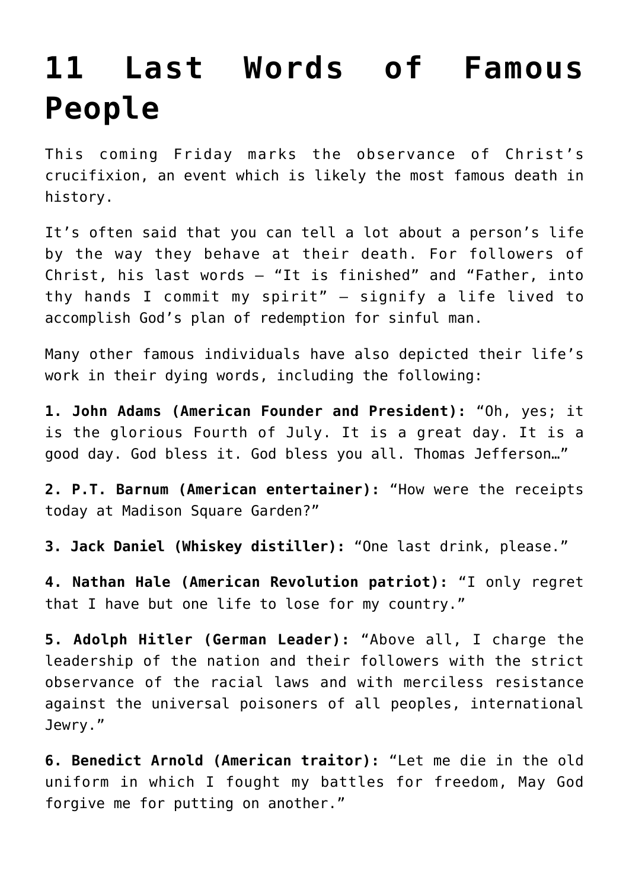# 11 Last Words of Famous People

This coming Friday marks the observance of Christ's crucifixion, an event which is likely the most famous death in history.

It's often said that you can tell a lot about a person's life by the way they behave at their death. For followers of Christ, his last words – "It is finished" and "Father, into thy hands I commit my spirit" – signify a life lived to accomplish God's plan of redemption for sinful man.

Many other famous individuals have also depicted their life's work in their dying words, including the following:

**1. John Adams (American Founder and President):** "Oh, yes; it is the glorious Fourth of July. It is a great day. It is a good day. God bless it. God bless you all. Thomas Jefferson…"

**2. P.T. Barnum (American entertainer):** "How were the receipts today at Madison Square Garden?"

**3. Jack Daniel (Whiskey distiller):** "One last drink, please."

**4. Nathan Hale (American Revolution patriot):** "I only regret that I have but one life to lose for my country."

**5. Adolph Hitler (German Leader):** "Above all, I charge the leadership of the nation and their followers with the strict observance of the racial laws and with merciless resistance against the universal poisoners of all peoples, international Jewry."

**6. Benedict Arnold (American traitor):** "Let me die in the old uniform in which I fought my battles for freedom, May God forgive me for putting on another."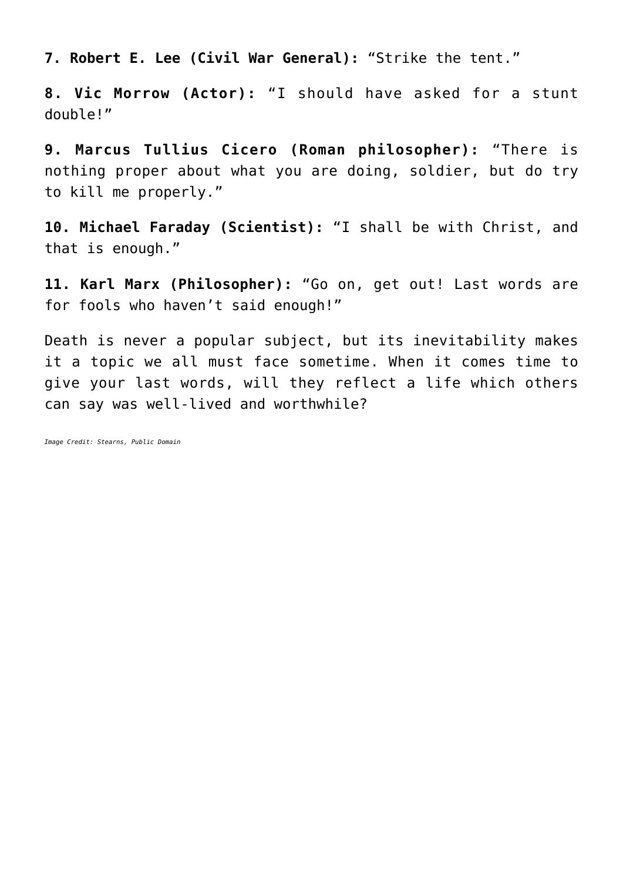**7. Robert E. Lee (Civil War General):** "Strike the tent."

**8. Vic Morrow (Actor):** "I should have asked for a stunt double!"

**9. Marcus Tullius Cicero (Roman philosopher):** "There is nothing proper about what you are doing, soldier, but do try to kill me properly."

**10. Michael Faraday (Scientist):** "I shall be with Christ, and that is enough."

**11. Karl Marx (Philosopher):** "Go on, get out! Last words are for fools who haven't said enough!"

Death is never a popular subject, but its inevitability makes it a topic we all must face sometime. When it comes time to give your last words, will they reflect a life which others can say was well-lived and worthwhile?

*Image Credit: Stearns, Public Domain*